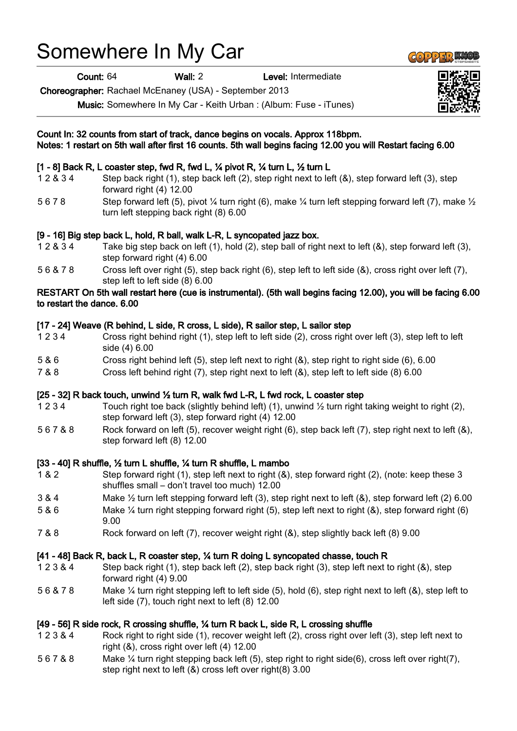# Somewhere In My Car

**Count:** 64 **Wall:** 2 **Level:** Intermediate

**Choreographer:** Rachael McEnaney (USA) - September 2013

**Music:** Somewhere In My Car - Keith Urban : (Album: Fuse - iTunes)

**Count In: 32 counts from start of track, dance begins on vocals. Approx 118bpm.**
**Notes: 1 restart on 5th wall after first 16 counts. 5th wall begins facing 12.00 you will Restart facing 6.00**

**[1 - 8] Back R, L coaster step, fwd R, fwd L, ¼ pivot R, ¼ turn L, ½ turn L**

| | |
|---|---|
| 1 2 & 3 4 | Step back right (1), step back left (2), step right next to left (&), step forward left (3), step forward right (4) 12.00 |
| 5 6 7 8 | Step forward left (5), pivot ¼ turn right (6), make ¼ turn left stepping forward left (7), make ½ turn left stepping back right (8) 6.00 |

**[9 - 16] Big step back L, hold, R ball, walk L-R, L syncopated jazz box.**

| | |
|---|---|
| 1 2 & 3 4 | Take big step back on left (1), hold (2), step ball of right next to left (&), step forward left (3), step forward right (4) 6.00 |
| 5 6 & 7 8 | Cross left over right (5), step back right (6), step left to left side (&), cross right over left (7), step left to left side (8) 6.00 |

**RESTART On 5th wall restart here (cue is instrumental). (5th wall begins facing 12.00), you will be facing 6.00 to restart the dance. 6.00**

**[17 - 24] Weave (R behind, L side, R cross, L side), R sailor step, L sailor step**

| | |
|---|---|
| 1 2 3 4 | Cross right behind right (1), step left to left side (2), cross right over left (3), step left to left side (4) 6.00 |
| 5 & 6 | Cross right behind left (5), step left next to right (&), step right to right side (6), 6.00 |
| 7 & 8 | Cross left behind right (7), step right next to left (&), step left to left side (8) 6.00 |

**[25 - 32] R back touch, unwind ½ turn R, walk fwd L-R, L fwd rock, L coaster step**

| | |
|---|---|
| 1 2 3 4 | Touch right toe back (slightly behind left) (1), unwind ½ turn right taking weight to right (2), step forward left (3), step forward right (4) 12.00 |
| 5 6 7 & 8 | Rock forward on left (5), recover weight right (6), step back left (7), step right next to left (&), step forward left (8) 12.00 |

**[33 - 40] R shuffle, ½ turn L shuffle, ¼ turn R shuffle, L mambo**

| | |
|---|---|
| 1 & 2 | Step forward right (1), step left next to right (&), step forward right (2), (note: keep these 3 shuffles small – don't travel too much) 12.00 |
| 3 & 4 | Make ½ turn left stepping forward left (3), step right next to left (&), step forward left (2) 6.00 |
| 5 & 6 | Make ¼ turn right stepping forward right (5), step left next to right (&), step forward right (6) 9.00 |
| 7 & 8 | Rock forward on left (7), recover weight right (&), step slightly back left (8) 9.00 |

**[41 - 48] Back R, back L, R coaster step, ¼ turn R doing L syncopated chasse, touch R**

| | |
|---|---|
| 1 2 3 & 4 | Step back right (1), step back left (2), step back right (3), step left next to right (&), step forward right (4) 9.00 |
| 5 6 & 7 8 | Make ¼ turn right stepping left to left side (5), hold (6), step right next to left (&), step left to left side (7), touch right next to left (8) 12.00 |

**[49 - 56] R side rock, R crossing shuffle, ¼ turn R back L, side R, L crossing shuffle**

| | |
|---|---|
| 1 2 3 & 4 | Rock right to right side (1), recover weight left (2), cross right over left (3), step left next to right (&), cross right over left (4) 12.00 |
| 5 6 7 & 8 | Make ¼ turn right stepping back left (5), step right to right side(6), cross left over right(7), step right next to left (&) cross left over right(8) 3.00 |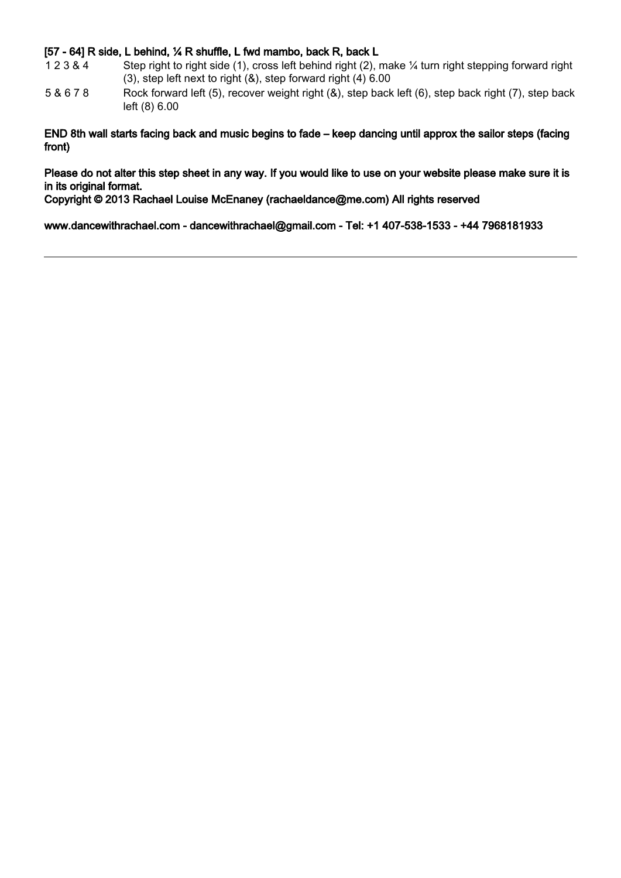**[57 - 64] R side, L behind, ¼ R shuffle, L fwd mambo, back R, back L**

| | |
|---|---|
| 1 2 3 & 4 | Step right to right side (1), cross left behind right (2), make ¼ turn right stepping forward right (3), step left next to right (&), step forward right (4) 6.00 |
| 5 & 6 7 8 | Rock forward left (5), recover weight right (&), step back left (6), step back right (7), step back left (8) 6.00 |

**END 8th wall starts facing back and music begins to fade – keep dancing until approx the sailor steps (facing front)**

**Please do not alter this step sheet in any way. If you would like to use on your website please make sure it is in its original format.**
**Copyright © 2013 Rachael Louise McEnaney (rachaeldance@me.com) All rights reserved**

**www.dancewithrachael.com - dancewithrachael@gmail.com - Tel: +1 407-538-1533 - +44 7968181933**